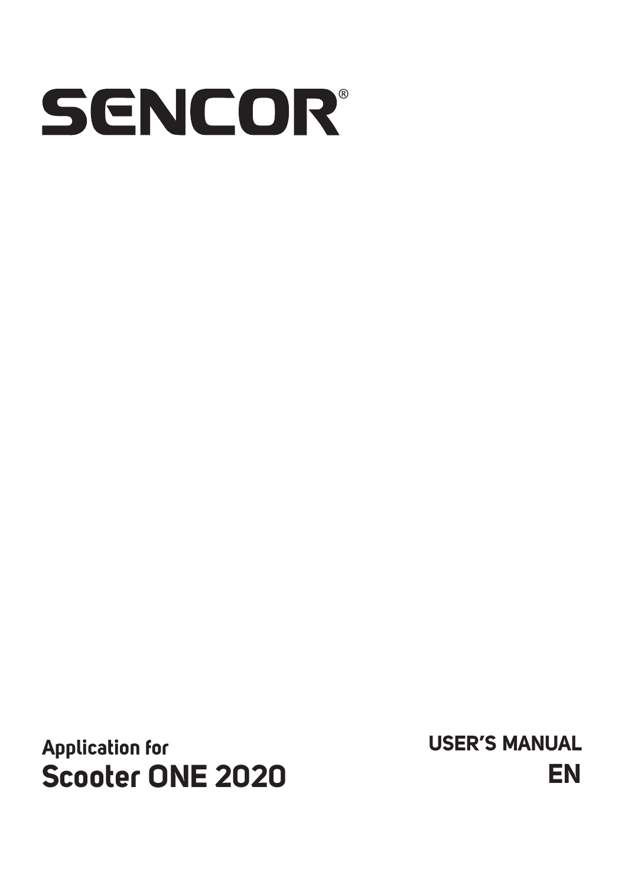# SENCOR®

Application for

**Scooter ONE 2020**

USER'S MANUAL

EN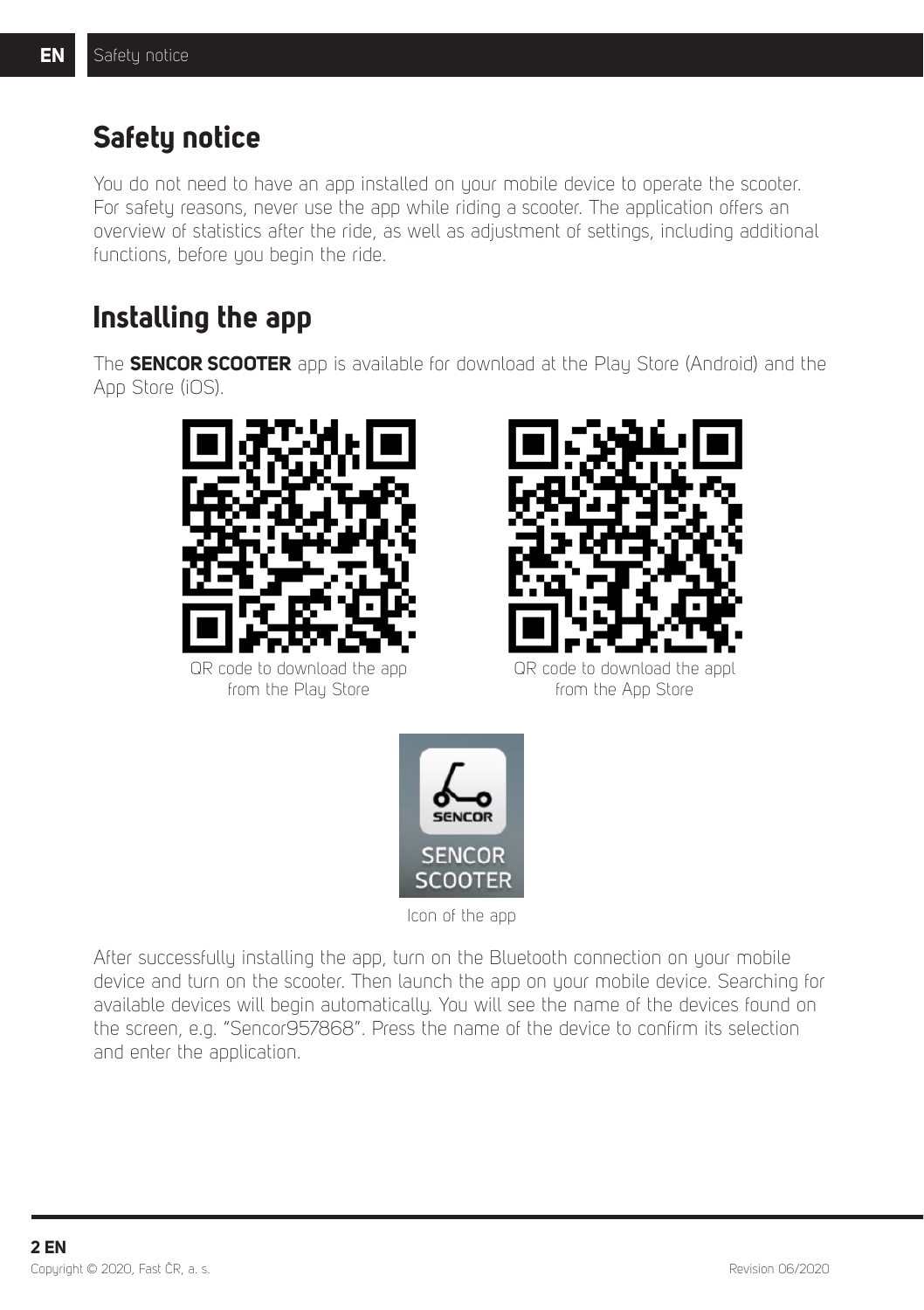# Safety notice

You do not need to have an app installed on your mobile device to operate the scooter. For safety reasons, never use the app while riding a scooter. The application offers an overview of statistics after the ride, as well as adjustment of settings, including additional functions, before you begin the ride.

# Installing the app

The **SENCOR SCOOTER** app is available for download at the Play Store (Android) and the App Store (iOS).

QR code to download the app from the Play Store

QR code to download the appl from the App Store

Icon of the app

After successfully installing the app, turn on the Bluetooth connection on your mobile device and turn on the scooter. Then launch the app on your mobile device. Searching for available devices will begin automatically. You will see the name of the devices found on the screen, e.g. "Sencor957868". Press the name of the device to confirm its selection and enter the application.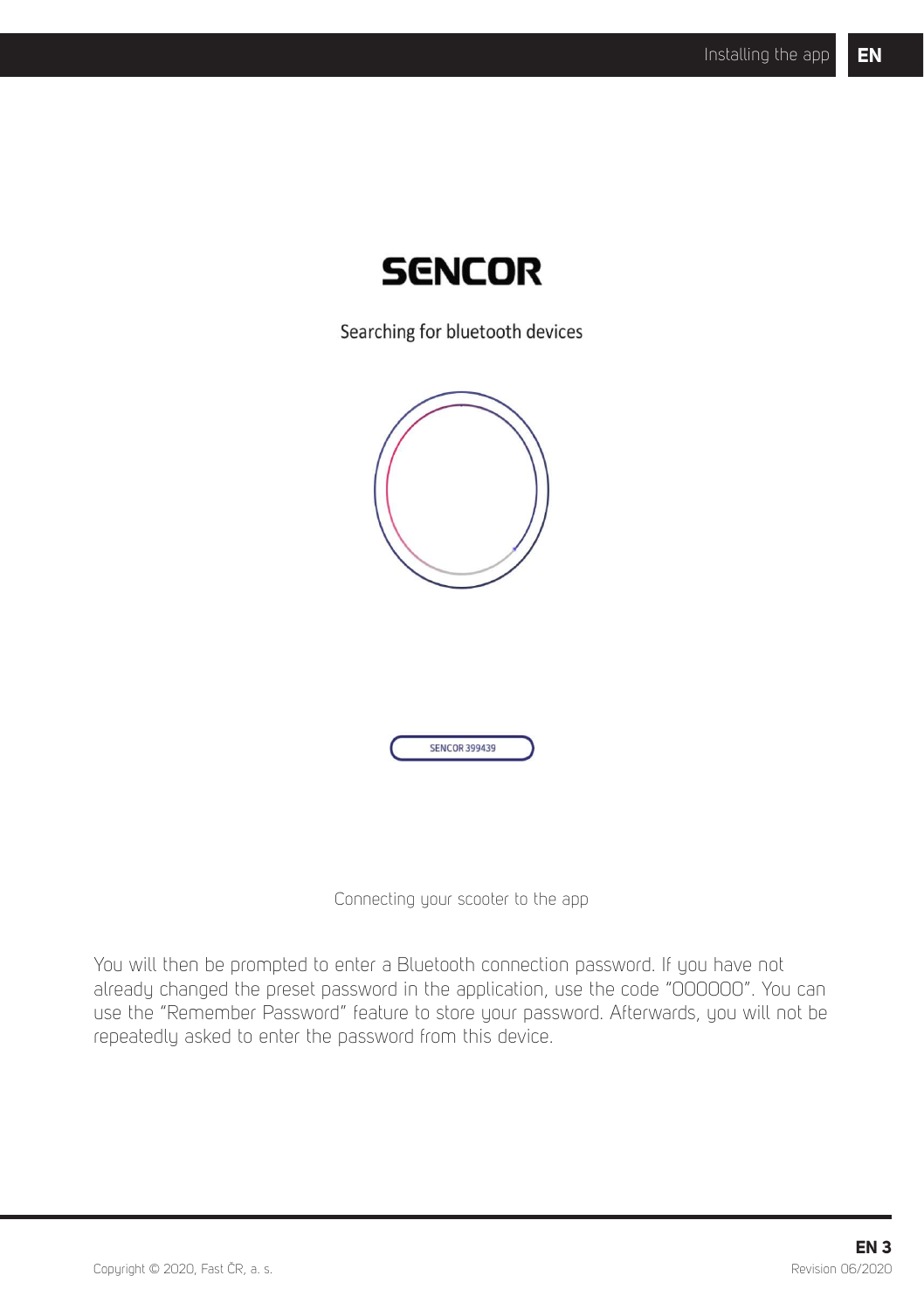SENCOR

Searching for bluetooth devices

SENCOR 399439

Connecting your scooter to the app

You will then be prompted to enter a Bluetooth connection password. If you have not already changed the preset password in the application, use the code "000000". You can use the "Remember Password" feature to store your password. Afterwards, you will not be repeatedly asked to enter the password from this device.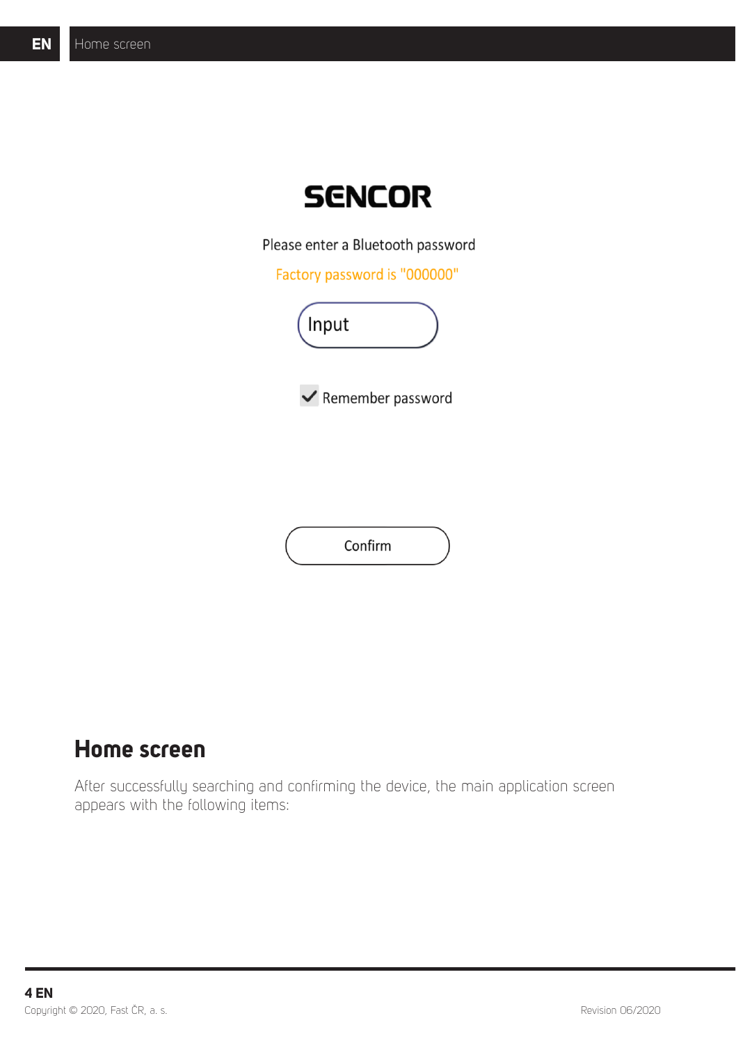SENCOR

Please enter a Bluetooth password

Factory password is "000000"

Input

Remember password

Confirm

## Home screen

After successfully searching and confirming the device, the main application screen appears with the following items: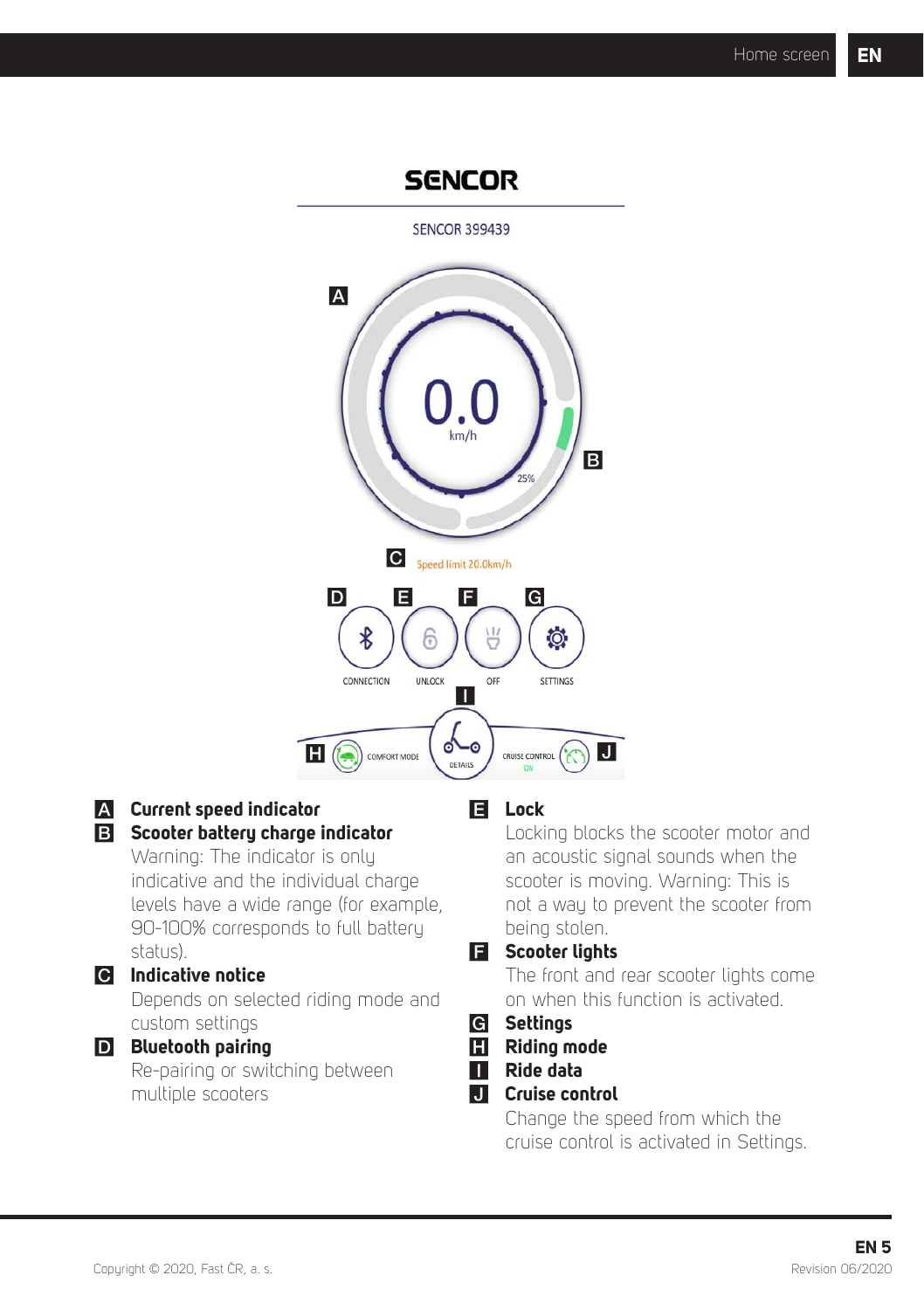## Home screen

A **Current speed indicator**

B **Scooter battery charge indicator**
Warning: The indicator is only indicative and the individual charge levels have a wide range (for example, 90-100% corresponds to full battery status).

C **Indicative notice**
Depends on selected riding mode and custom settings

D **Bluetooth pairing**
Re-pairing or switching between multiple scooters

E **Lock**
Locking blocks the scooter motor and an acoustic signal sounds when the scooter is moving. Warning: This is not a way to prevent the scooter from being stolen.

F **Scooter lights**
The front and rear scooter lights come on when this function is activated.

G **Settings**

H **Riding mode**

I **Ride data**

J **Cruise control**
Change the speed from which the cruise control is activated in Settings.

Copyright © 2020, Fast ČR, a. s.

Revision 06/2020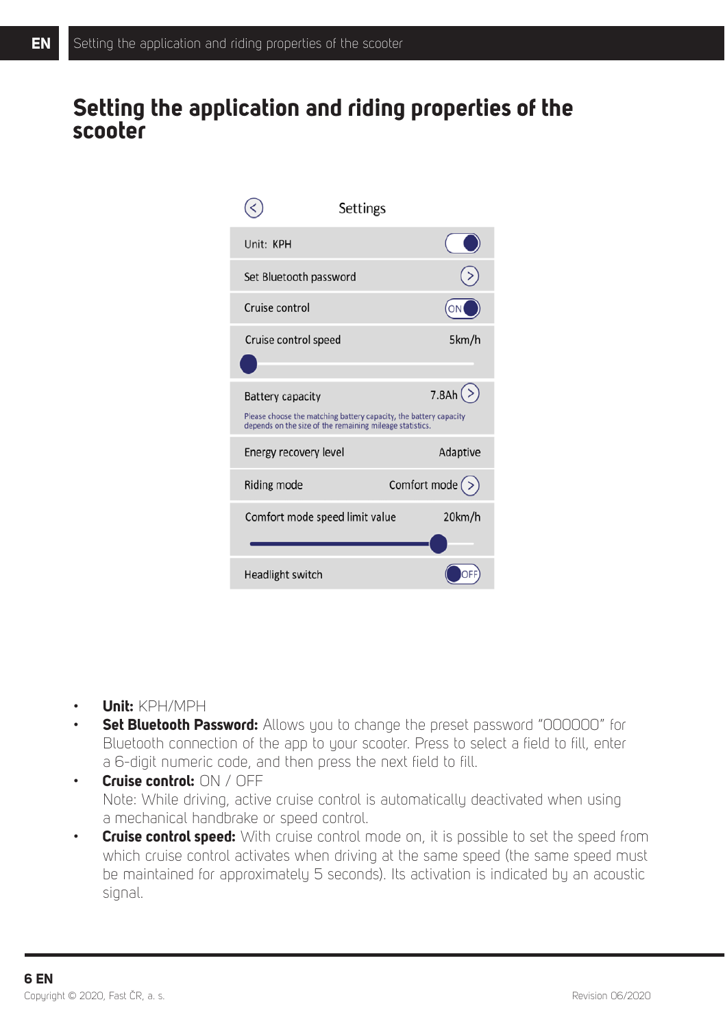# Setting the application and riding properties of the scooter

Settings

Unit: KPH

Set Bluetooth password

Cruise control ON

Cruise control speed 5km/h

Battery capacity 7.8Ah

Please choose the matching battery capacity, the battery capacity depends on the size of the remaining mileage statistics.

Energy recovery level Adaptive

Riding mode Comfort mode

Comfort mode speed limit value 20km/h

Headlight switch OFF

- **Unit:** KPH/MPH
- **Set Bluetooth Password:** Allows you to change the preset password "000000" for Bluetooth connection of the app to your scooter. Press to select a field to fill, enter a 6-digit numeric code, and then press the next field to fill.
- **Cruise control:** ON / OFF
  Note: While driving, active cruise control is automatically deactivated when using a mechanical handbrake or speed control.
- **Cruise control speed:** With cruise control mode on, it is possible to set the speed from which cruise control activates when driving at the same speed (the same speed must be maintained for approximately 5 seconds). Its activation is indicated by an acoustic signal.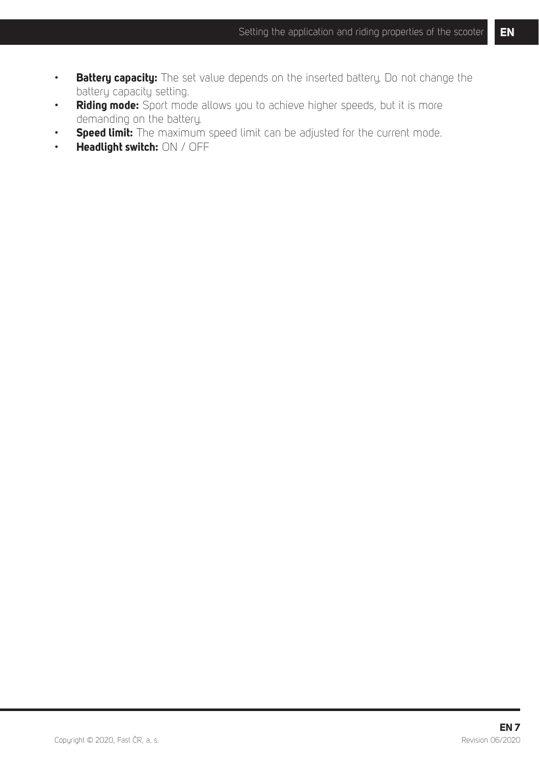- **Battery capacity:** The set value depends on the inserted battery. Do not change the battery capacity setting.
- **Riding mode:** Sport mode allows you to achieve higher speeds, but it is more demanding on the battery.
- **Speed limit:** The maximum speed limit can be adjusted for the current mode.
- **Headlight switch:** ON / OFF